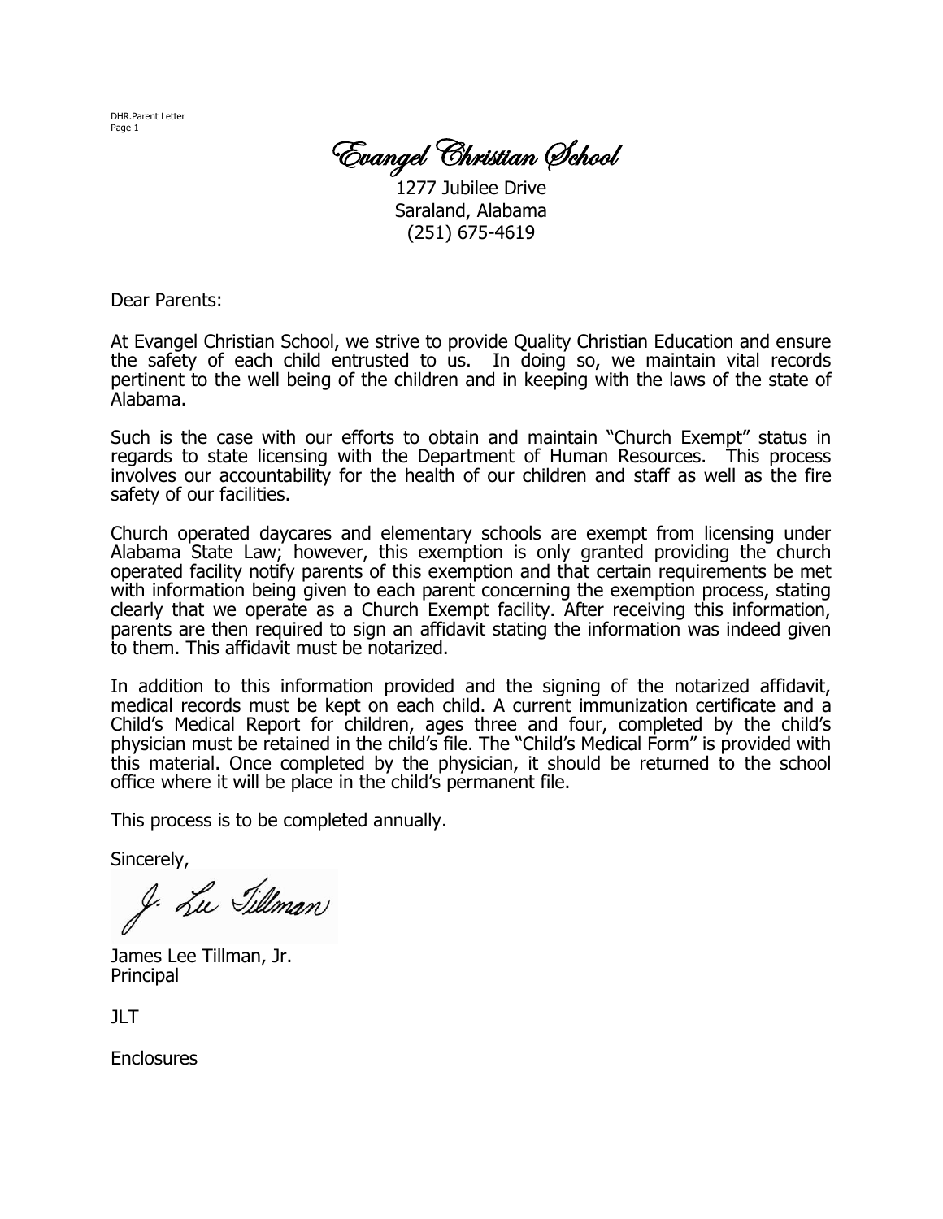# Evangel Christian School

1277 Jubilee Drive
Saraland, Alabama
(251) 675-4619

Dear Parents:

At Evangel Christian School, we strive to provide Quality Christian Education and ensure the safety of each child entrusted to us. In doing so, we maintain vital records pertinent to the well being of the children and in keeping with the laws of the state of Alabama.

Such is the case with our efforts to obtain and maintain "Church Exempt" status in regards to state licensing with the Department of Human Resources. This process involves our accountability for the health of our children and staff as well as the fire safety of our facilities.

Church operated daycares and elementary schools are exempt from licensing under Alabama State Law; however, this exemption is only granted providing the church operated facility notify parents of this exemption and that certain requirements be met with information being given to each parent concerning the exemption process, stating clearly that we operate as a Church Exempt facility. After receiving this information, parents are then required to sign an affidavit stating the information was indeed given to them. This affidavit must be notarized.

In addition to this information provided and the signing of the notarized affidavit, medical records must be kept on each child. A current immunization certificate and a Child's Medical Report for children, ages three and four, completed by the child's physician must be retained in the child's file. The "Child's Medical Form" is provided with this material. Once completed by the physician, it should be returned to the school office where it will be place in the child's permanent file.

This process is to be completed annually.

Sincerely,

J. Lee Tillman

James Lee Tillman, Jr.
Principal

JLT

Enclosures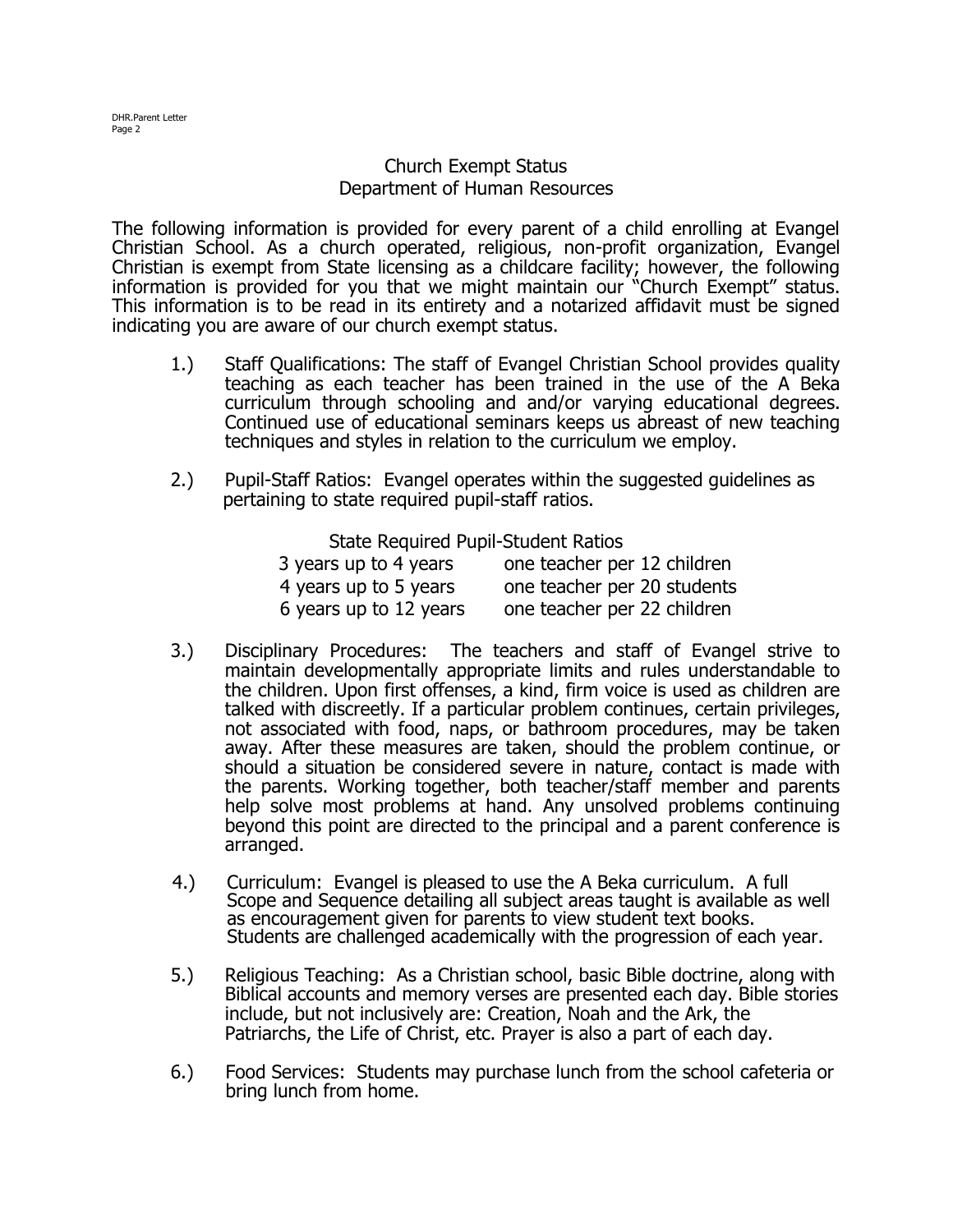## Church Exempt Status
## Department of Human Resources

The following information is provided for every parent of a child enrolling at Evangel Christian School. As a church operated, religious, non-profit organization, Evangel Christian is exempt from State licensing as a childcare facility; however, the following information is provided for you that we might maintain our "Church Exempt" status. This information is to be read in its entirety and a notarized affidavit must be signed indicating you are aware of our church exempt status.

1.) Staff Qualifications: The staff of Evangel Christian School provides quality teaching as each teacher has been trained in the use of the A Beka curriculum through schooling and and/or varying educational degrees. Continued use of educational seminars keeps us abreast of new teaching techniques and styles in relation to the curriculum we employ.

2.) Pupil-Staff Ratios: Evangel operates within the suggested guidelines as pertaining to state required pupil-staff ratios.

| State Required Pupil-Student Ratios | |
|---|---|
| 3 years up to 4 years | one teacher per 12 children |
| 4 years up to 5 years | one teacher per 20 students |
| 6 years up to 12 years | one teacher per 22 children |

3.) Disciplinary Procedures: The teachers and staff of Evangel strive to maintain developmentally appropriate limits and rules understandable to the children. Upon first offenses, a kind, firm voice is used as children are talked with discreetly. If a particular problem continues, certain privileges, not associated with food, naps, or bathroom procedures, may be taken away. After these measures are taken, should the problem continue, or should a situation be considered severe in nature, contact is made with the parents. Working together, both teacher/staff member and parents help solve most problems at hand. Any unsolved problems continuing beyond this point are directed to the principal and a parent conference is arranged.

4.) Curriculum: Evangel is pleased to use the A Beka curriculum. A full Scope and Sequence detailing all subject areas taught is available as well as encouragement given for parents to view student text books. Students are challenged academically with the progression of each year.

5.) Religious Teaching: As a Christian school, basic Bible doctrine, along with Biblical accounts and memory verses are presented each day. Bible stories include, but not inclusively are: Creation, Noah and the Ark, the Patriarchs, the Life of Christ, etc. Prayer is also a part of each day.

6.) Food Services: Students may purchase lunch from the school cafeteria or bring lunch from home.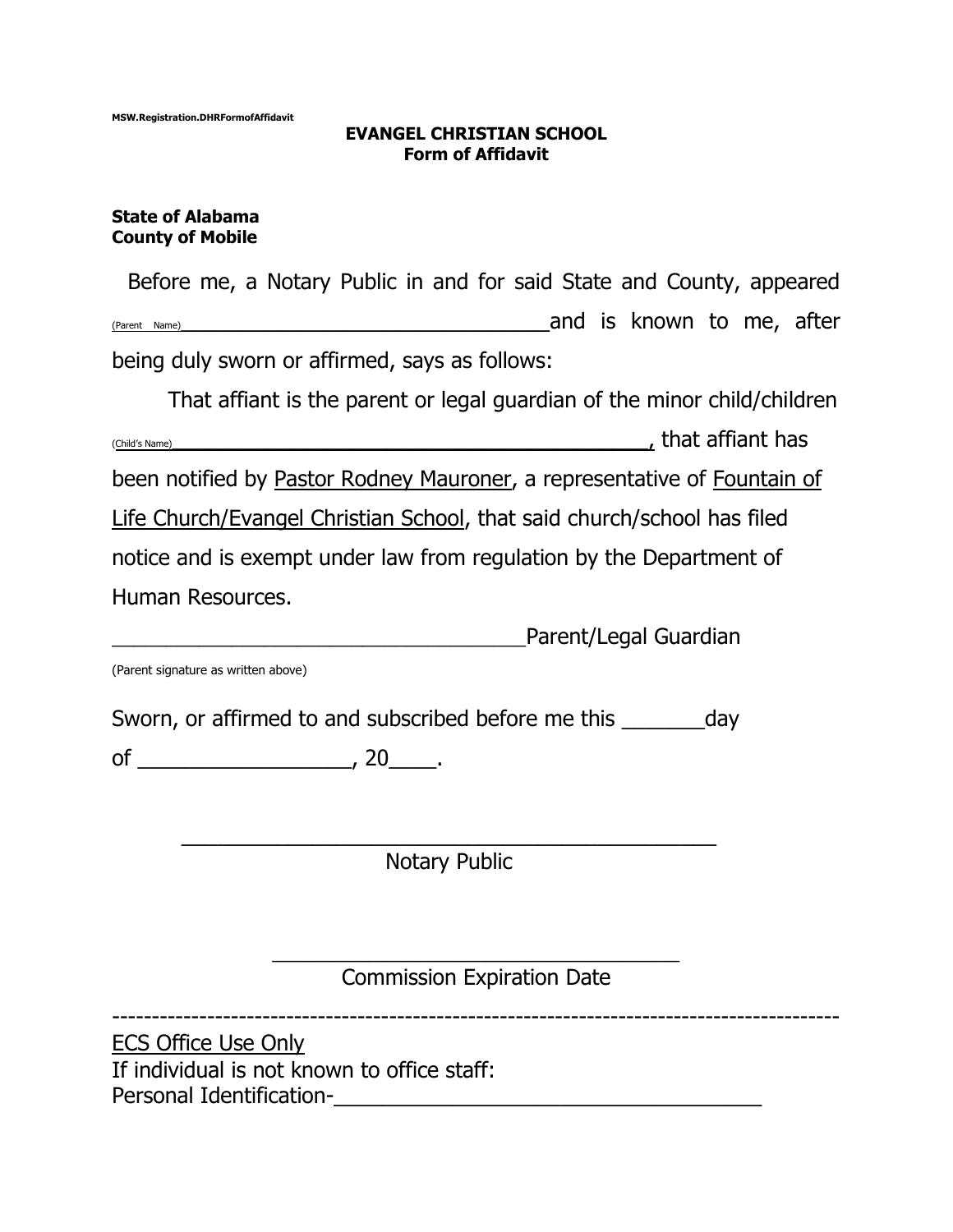MSW.Registration.DHRFormofAffidavit

**EVANGEL CHRISTIAN SCHOOL**
**Form of Affidavit**

**State of Alabama**
**County of Mobile**

Before me, a Notary Public in and for said State and County, appeared (Parent Name)_________________________________________and is known to me, after being duly sworn or affirmed, says as follows:

That affiant is the parent or legal guardian of the minor child/children (Child's Name)____________________________________________, that affiant has been notified by Pastor Rodney Mauroner, a representative of Fountain of Life Church/Evangel Christian School, that said church/school has filed notice and is exempt under law from regulation by the Department of Human Resources.

___________________________________Parent/Legal Guardian

(Parent signature as written above)

Sworn, or affirmed to and subscribed before me this _______day of __________________, 20____.

_____________________________________________
Notary Public

__________________________________
Commission Expiration Date

---

ECS Office Use Only
If individual is not known to office staff:
Personal Identification-____________________________________